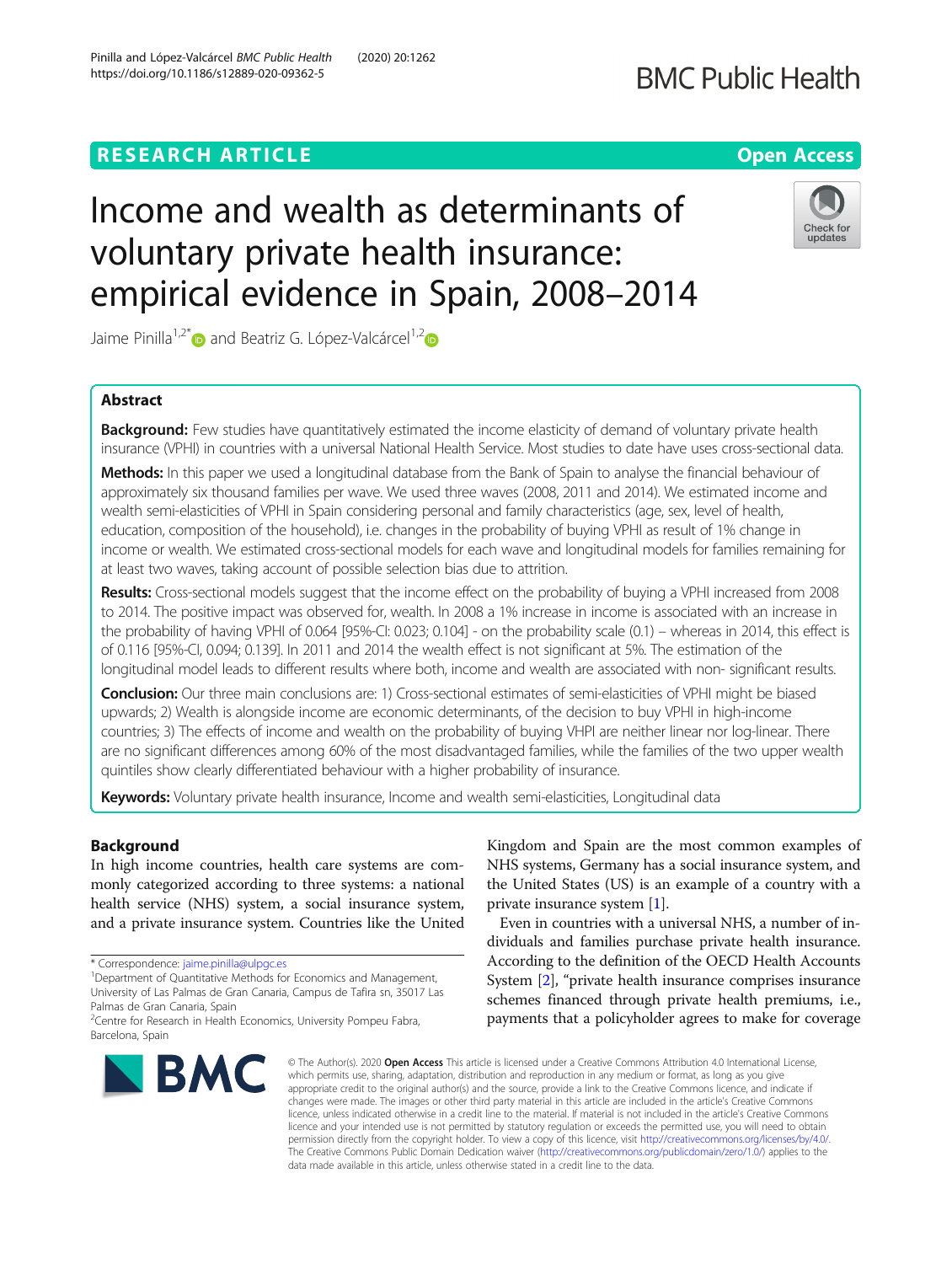RESEARCH ARTICLE

Open Access

# Income and wealth as determinants of voluntary private health insurance: empirical evidence in Spain, 2008–2014

Jaime Pinilla[1,2*] and Beatriz G. López-Valcárcel[1,2]

## Abstract

**Background:** Few studies have quantitatively estimated the income elasticity of demand of voluntary private health insurance (VPHI) in countries with a universal National Health Service. Most studies to date have uses cross-sectional data.

**Methods:** In this paper we used a longitudinal database from the Bank of Spain to analyse the financial behaviour of approximately six thousand families per wave. We used three waves (2008, 2011 and 2014). We estimated income and wealth semi-elasticities of VPHI in Spain considering personal and family characteristics (age, sex, level of health, education, composition of the household), i.e. changes in the probability of buying VPHI as result of 1% change in income or wealth. We estimated cross-sectional models for each wave and longitudinal models for families remaining for at least two waves, taking account of possible selection bias due to attrition.

**Results:** Cross-sectional models suggest that the income effect on the probability of buying a VPHI increased from 2008 to 2014. The positive impact was observed for, wealth. In 2008 a 1% increase in income is associated with an increase in the probability of having VPHI of 0.064 [95%-CI: 0.023; 0.104] - on the probability scale (0.1) – whereas in 2014, this effect is of 0.116 [95%-CI, 0.094; 0.139]. In 2011 and 2014 the wealth effect is not significant at 5%. The estimation of the longitudinal model leads to different results where both, income and wealth are associated with non- significant results.

**Conclusion:** Our three main conclusions are: 1) Cross-sectional estimates of semi-elasticities of VPHI might be biased upwards; 2) Wealth is alongside income are economic determinants, of the decision to buy VPHI in high-income countries; 3) The effects of income and wealth on the probability of buying VHPI are neither linear nor log-linear. There are no significant differences among 60% of the most disadvantaged families, while the families of the two upper wealth quintiles show clearly differentiated behaviour with a higher probability of insurance.

**Keywords:** Voluntary private health insurance, Income and wealth semi-elasticities, Longitudinal data

## Background

In high income countries, health care systems are commonly categorized according to three systems: a national health service (NHS) system, a social insurance system, and a private insurance system. Countries like the United Kingdom and Spain are the most common examples of NHS systems, Germany has a social insurance system, and the United States (US) is an example of a country with a private insurance system [1].

Even in countries with a universal NHS, a number of individuals and families purchase private health insurance. According to the definition of the OECD Health Accounts System [2], "private health insurance comprises insurance schemes financed through private health premiums, i.e., payments that a policyholder agrees to make for coverage

* Correspondence: jaime.pinilla@ulpgc.es
[1]Department of Quantitative Methods for Economics and Management, University of Las Palmas de Gran Canaria, Campus de Tafira sn, 35017 Las Palmas de Gran Canaria, Spain
[2]Centre for Research in Health Economics, University Pompeu Fabra, Barcelona, Spain

© The Author(s). 2020 **Open Access** This article is licensed under a Creative Commons Attribution 4.0 International License, which permits use, sharing, adaptation, distribution and reproduction in any medium or format, as long as you give appropriate credit to the original author(s) and the source, provide a link to the Creative Commons licence, and indicate if changes were made. The images or other third party material in this article are included in the article's Creative Commons licence, unless indicated otherwise in a credit line to the material. If material is not included in the article's Creative Commons licence and your intended use is not permitted by statutory regulation or exceeds the permitted use, you will need to obtain permission directly from the copyright holder. To view a copy of this licence, visit http://creativecommons.org/licenses/by/4.0/. The Creative Commons Public Domain Dedication waiver (http://creativecommons.org/publicdomain/zero/1.0/) applies to the data made available in this article, unless otherwise stated in a credit line to the data.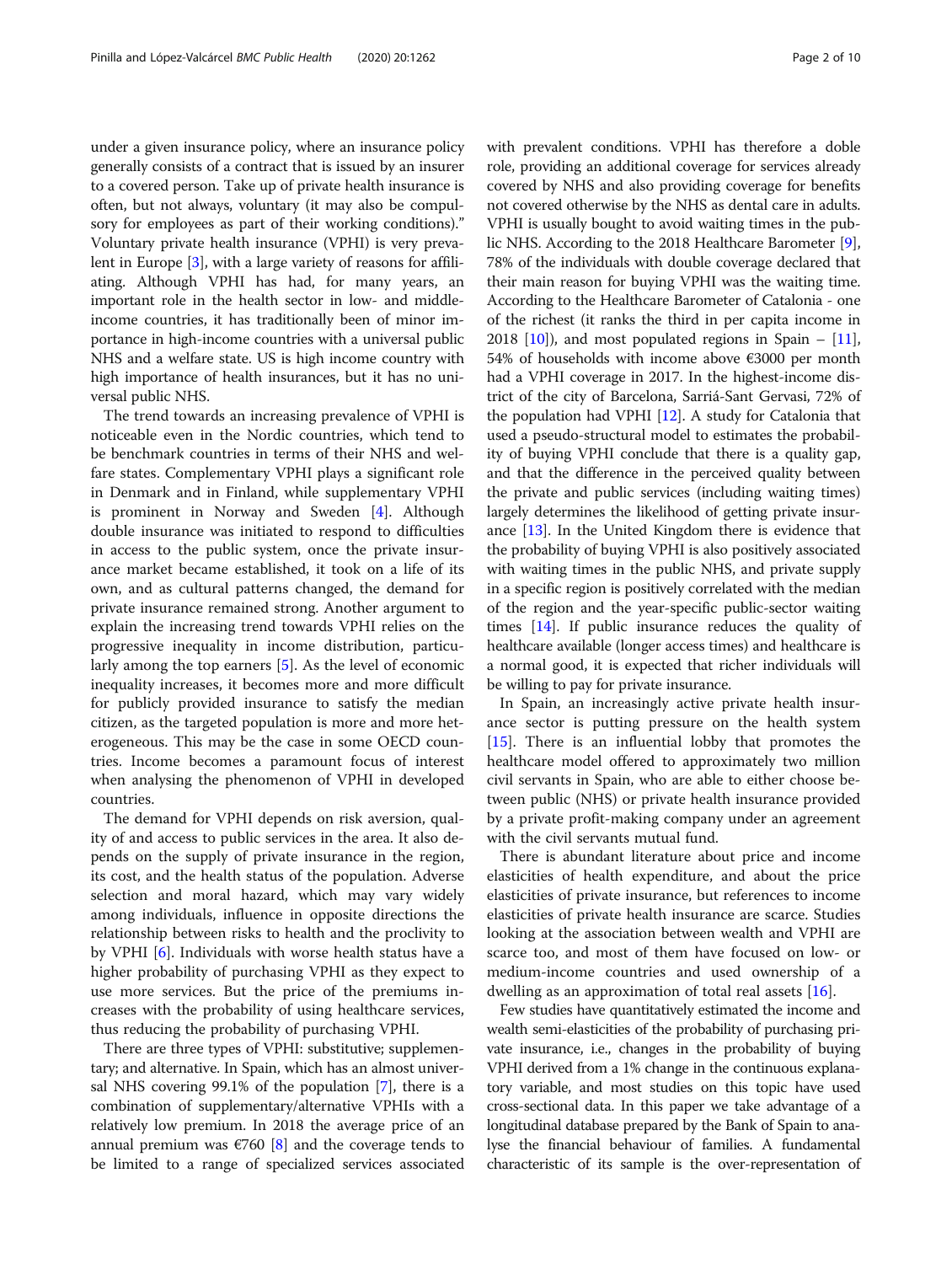under a given insurance policy, where an insurance policy generally consists of a contract that is issued by an insurer to a covered person. Take up of private health insurance is often, but not always, voluntary (it may also be compulsory for employees as part of their working conditions)." Voluntary private health insurance (VPHI) is very prevalent in Europe [3], with a large variety of reasons for affiliating. Although VPHI has had, for many years, an important role in the health sector in low- and middle-income countries, it has traditionally been of minor importance in high-income countries with a universal public NHS and a welfare state. US is high income country with high importance of health insurances, but it has no universal public NHS.

The trend towards an increasing prevalence of VPHI is noticeable even in the Nordic countries, which tend to be benchmark countries in terms of their NHS and welfare states. Complementary VPHI plays a significant role in Denmark and in Finland, while supplementary VPHI is prominent in Norway and Sweden [4]. Although double insurance was initiated to respond to difficulties in access to the public system, once the private insurance market became established, it took on a life of its own, and as cultural patterns changed, the demand for private insurance remained strong. Another argument to explain the increasing trend towards VPHI relies on the progressive inequality in income distribution, particularly among the top earners [5]. As the level of economic inequality increases, it becomes more and more difficult for publicly provided insurance to satisfy the median citizen, as the targeted population is more and more heterogeneous. This may be the case in some OECD countries. Income becomes a paramount focus of interest when analysing the phenomenon of VPHI in developed countries.

The demand for VPHI depends on risk aversion, quality of and access to public services in the area. It also depends on the supply of private insurance in the region, its cost, and the health status of the population. Adverse selection and moral hazard, which may vary widely among individuals, influence in opposite directions the relationship between risks to health and the proclivity to by VPHI [6]. Individuals with worse health status have a higher probability of purchasing VPHI as they expect to use more services. But the price of the premiums increases with the probability of using healthcare services, thus reducing the probability of purchasing VPHI.

There are three types of VPHI: substitutive; supplementary; and alternative. In Spain, which has an almost universal NHS covering 99.1% of the population [7], there is a combination of supplementary/alternative VPHIs with a relatively low premium. In 2018 the average price of an annual premium was €760 [8] and the coverage tends to be limited to a range of specialized services associated with prevalent conditions. VPHI has therefore a doble role, providing an additional coverage for services already covered by NHS and also providing coverage for benefits not covered otherwise by the NHS as dental care in adults. VPHI is usually bought to avoid waiting times in the public NHS. According to the 2018 Healthcare Barometer [9], 78% of the individuals with double coverage declared that their main reason for buying VPHI was the waiting time. According to the Healthcare Barometer of Catalonia - one of the richest (it ranks the third in per capita income in 2018 [10]), and most populated regions in Spain – [11], 54% of households with income above €3000 per month had a VPHI coverage in 2017. In the highest-income district of the city of Barcelona, Sarriá-Sant Gervasi, 72% of the population had VPHI [12]. A study for Catalonia that used a pseudo-structural model to estimates the probability of buying VPHI conclude that there is a quality gap, and that the difference in the perceived quality between the private and public services (including waiting times) largely determines the likelihood of getting private insurance [13]. In the United Kingdom there is evidence that the probability of buying VPHI is also positively associated with waiting times in the public NHS, and private supply in a specific region is positively correlated with the median of the region and the year-specific public-sector waiting times [14]. If public insurance reduces the quality of healthcare available (longer access times) and healthcare is a normal good, it is expected that richer individuals will be willing to pay for private insurance.

In Spain, an increasingly active private health insurance sector is putting pressure on the health system [15]. There is an influential lobby that promotes the healthcare model offered to approximately two million civil servants in Spain, who are able to either choose between public (NHS) or private health insurance provided by a private profit-making company under an agreement with the civil servants mutual fund.

There is abundant literature about price and income elasticities of health expenditure, and about the price elasticities of private insurance, but references to income elasticities of private health insurance are scarce. Studies looking at the association between wealth and VPHI are scarce too, and most of them have focused on low- or medium-income countries and used ownership of a dwelling as an approximation of total real assets [16].

Few studies have quantitatively estimated the income and wealth semi-elasticities of the probability of purchasing private insurance, i.e., changes in the probability of buying VPHI derived from a 1% change in the continuous explanatory variable, and most studies on this topic have used cross-sectional data. In this paper we take advantage of a longitudinal database prepared by the Bank of Spain to analyse the financial behaviour of families. A fundamental characteristic of its sample is the over-representation of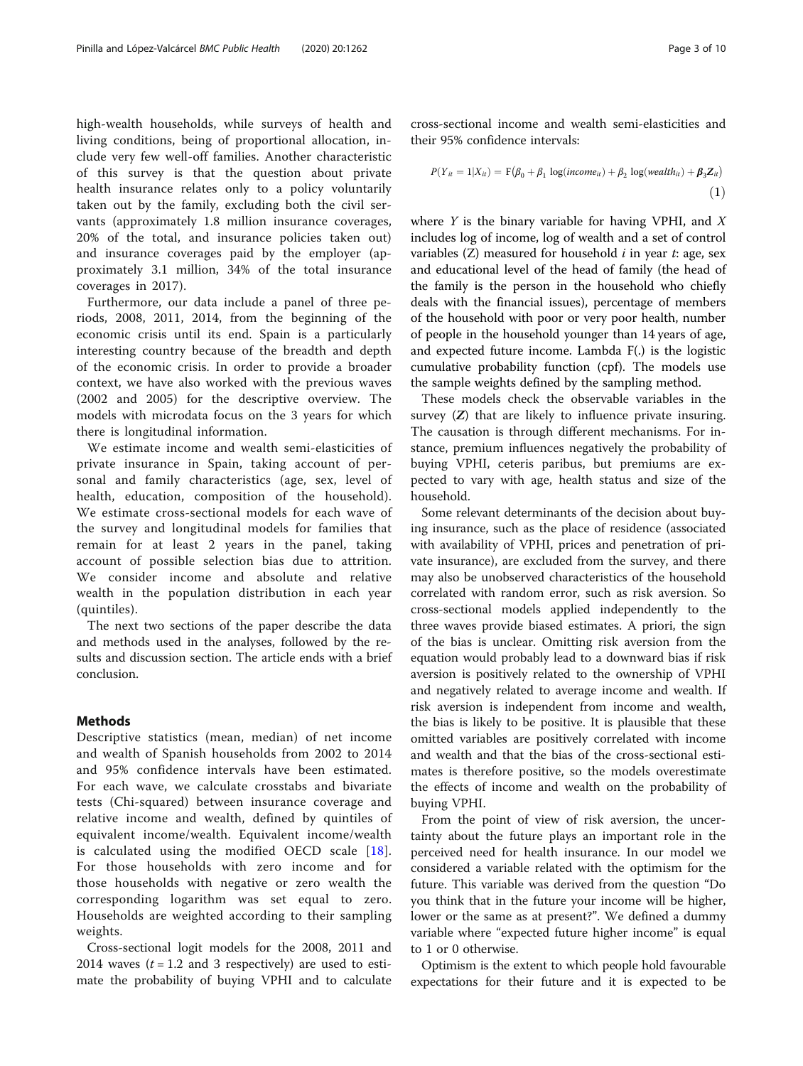high-wealth households, while surveys of health and living conditions, being of proportional allocation, include very few well-off families. Another characteristic of this survey is that the question about private health insurance relates only to a policy voluntarily taken out by the family, excluding both the civil servants (approximately 1.8 million insurance coverages, 20% of the total, and insurance policies taken out) and insurance coverages paid by the employer (approximately 3.1 million, 34% of the total insurance coverages in 2017).

Furthermore, our data include a panel of three periods, 2008, 2011, 2014, from the beginning of the economic crisis until its end. Spain is a particularly interesting country because of the breadth and depth of the economic crisis. In order to provide a broader context, we have also worked with the previous waves (2002 and 2005) for the descriptive overview. The models with microdata focus on the 3 years for which there is longitudinal information.

We estimate income and wealth semi-elasticities of private insurance in Spain, taking account of personal and family characteristics (age, sex, level of health, education, composition of the household). We estimate cross-sectional models for each wave of the survey and longitudinal models for families that remain for at least 2 years in the panel, taking account of possible selection bias due to attrition. We consider income and absolute and relative wealth in the population distribution in each year (quintiles).

The next two sections of the paper describe the data and methods used in the analyses, followed by the results and discussion section. The article ends with a brief conclusion.

## Methods

Descriptive statistics (mean, median) of net income and wealth of Spanish households from 2002 to 2014 and 95% confidence intervals have been estimated. For each wave, we calculate crosstabs and bivariate tests (Chi-squared) between insurance coverage and relative income and wealth, defined by quintiles of equivalent income/wealth. Equivalent income/wealth is calculated using the modified OECD scale [18]. For those households with zero income and for those households with negative or zero wealth the corresponding logarithm was set equal to zero. Households are weighted according to their sampling weights.

Cross-sectional logit models for the 2008, 2011 and 2014 waves ($t = 1.2$ and 3 respectively) are used to estimate the probability of buying VPHI and to calculate cross-sectional income and wealth semi-elasticities and their 95% confidence intervals:

$$P(Y_{it} = 1|X_{it}) = \mathrm{F}(\beta_0 + \beta_1 \log(income_{it}) + \beta_2 \log(wealth_{it}) + \boldsymbol{\beta}_3 \boldsymbol{Z}_{it}) \tag{1}$$

where $Y$ is the binary variable for having VPHI, and $X$ includes log of income, log of wealth and a set of control variables (Z) measured for household $i$ in year $t$: age, sex and educational level of the head of family (the head of the family is the person in the household who chiefly deals with the financial issues), percentage of members of the household with poor or very poor health, number of people in the household younger than 14 years of age, and expected future income. Lambda F(.) is the logistic cumulative probability function (cpf). The models use the sample weights defined by the sampling method.

These models check the observable variables in the survey ($\boldsymbol{Z}$) that are likely to influence private insuring. The causation is through different mechanisms. For instance, premium influences negatively the probability of buying VPHI, ceteris paribus, but premiums are expected to vary with age, health status and size of the household.

Some relevant determinants of the decision about buying insurance, such as the place of residence (associated with availability of VPHI, prices and penetration of private insurance), are excluded from the survey, and there may also be unobserved characteristics of the household correlated with random error, such as risk aversion. So cross-sectional models applied independently to the three waves provide biased estimates. A priori, the sign of the bias is unclear. Omitting risk aversion from the equation would probably lead to a downward bias if risk aversion is positively related to the ownership of VPHI and negatively related to average income and wealth. If risk aversion is independent from income and wealth, the bias is likely to be positive. It is plausible that these omitted variables are positively correlated with income and wealth and that the bias of the cross-sectional estimates is therefore positive, so the models overestimate the effects of income and wealth on the probability of buying VPHI.

From the point of view of risk aversion, the uncertainty about the future plays an important role in the perceived need for health insurance. In our model we considered a variable related with the optimism for the future. This variable was derived from the question "Do you think that in the future your income will be higher, lower or the same as at present?". We defined a dummy variable where "expected future higher income" is equal to 1 or 0 otherwise.

Optimism is the extent to which people hold favourable expectations for their future and it is expected to be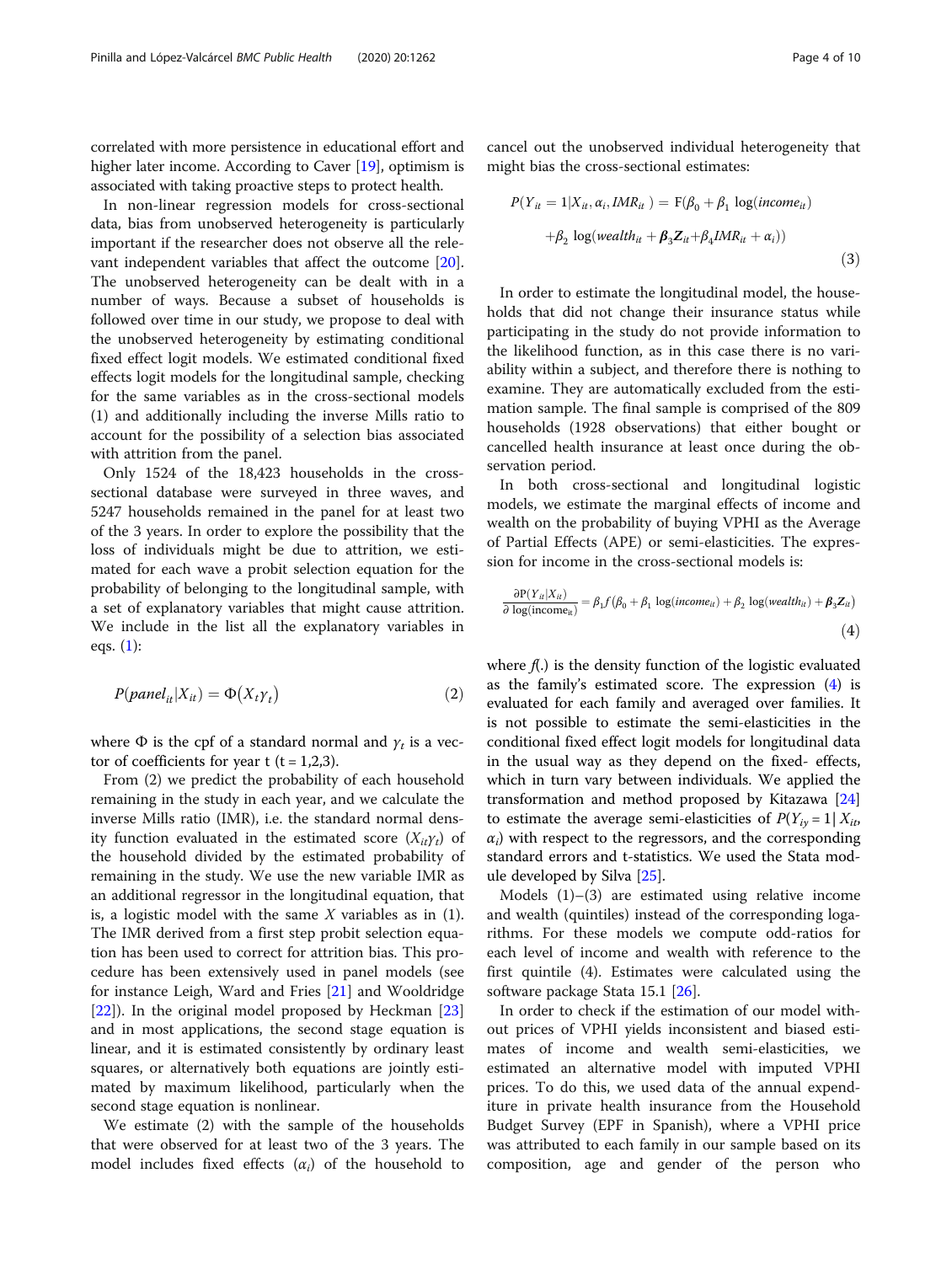correlated with more persistence in educational effort and higher later income. According to Caver [19], optimism is associated with taking proactive steps to protect health.

In non-linear regression models for cross-sectional data, bias from unobserved heterogeneity is particularly important if the researcher does not observe all the relevant independent variables that affect the outcome [20]. The unobserved heterogeneity can be dealt with in a number of ways. Because a subset of households is followed over time in our study, we propose to deal with the unobserved heterogeneity by estimating conditional fixed effect logit models. We estimated conditional fixed effects logit models for the longitudinal sample, checking for the same variables as in the cross-sectional models (1) and additionally including the inverse Mills ratio to account for the possibility of a selection bias associated with attrition from the panel.

Only 1524 of the 18,423 households in the cross-sectional database were surveyed in three waves, and 5247 households remained in the panel for at least two of the 3 years. In order to explore the possibility that the loss of individuals might be due to attrition, we estimated for each wave a probit selection equation for the probability of belonging to the longitudinal sample, with a set of explanatory variables that might cause attrition. We include in the list all the explanatory variables in eqs. (1):

$$P(panel_{it}|X_{it}) = \Phi(X_t \gamma_t) \tag{2}$$

where $\Phi$ is the cpf of a standard normal and $\gamma_t$ is a vector of coefficients for year t ($t = 1,2,3$).

From (2) we predict the probability of each household remaining in the study in each year, and we calculate the inverse Mills ratio (IMR), i.e. the standard normal density function evaluated in the estimated score ($X_{it}\gamma_t$) of the household divided by the estimated probability of remaining in the study. We use the new variable IMR as an additional regressor in the longitudinal equation, that is, a logistic model with the same $X$ variables as in (1). The IMR derived from a first step probit selection equation has been used to correct for attrition bias. This procedure has been extensively used in panel models (see for instance Leigh, Ward and Fries [21] and Wooldridge [22]). In the original model proposed by Heckman [23] and in most applications, the second stage equation is linear, and it is estimated consistently by ordinary least squares, or alternatively both equations are jointly estimated by maximum likelihood, particularly when the second stage equation is nonlinear.

We estimate (2) with the sample of the households that were observed for at least two of the 3 years. The model includes fixed effects ($\alpha_i$) of the household to cancel out the unobserved individual heterogeneity that might bias the cross-sectional estimates:

$$P(Y_{it} = 1|X_{it}, \alpha_i, IMR_{it}) = \mathrm{F}(\beta_0 + \beta_1 \log(income_{it}) + \beta_2 \log(wealth_{it} + \boldsymbol{\beta}_3 \boldsymbol{Z}_{it} + \beta_4 IMR_{it} + \alpha_i)) \tag{3}$$

In order to estimate the longitudinal model, the households that did not change their insurance status while participating in the study do not provide information to the likelihood function, as in this case there is no variability within a subject, and therefore there is nothing to examine. They are automatically excluded from the estimation sample. The final sample is comprised of the 809 households (1928 observations) that either bought or cancelled health insurance at least once during the observation period.

In both cross-sectional and longitudinal logistic models, we estimate the marginal effects of income and wealth on the probability of buying VPHI as the Average of Partial Effects (APE) or semi-elasticities. The expression for income in the cross-sectional models is:

$$\frac{\partial \mathrm{P}(Y_{it}|X_{it})}{\partial \log(\mathrm{income}_{it})} = \beta_1 f(\beta_0 + \beta_1 \log(income_{it}) + \beta_2 \log(wealth_{it}) + \boldsymbol{\beta}_3 \boldsymbol{Z}_{it}) \tag{4}$$

where $f(.)$ is the density function of the logistic evaluated as the family's estimated score. The expression (4) is evaluated for each family and averaged over families. It is not possible to estimate the semi-elasticities in the conditional fixed effect logit models for longitudinal data in the usual way as they depend on the fixed- effects, which in turn vary between individuals. We applied the transformation and method proposed by Kitazawa [24] to estimate the average semi-elasticities of $P(Y_{iy} = 1| X_{it}, \alpha_i)$ with respect to the regressors, and the corresponding standard errors and t-statistics. We used the Stata module developed by Silva [25].

Models (1)–(3) are estimated using relative income and wealth (quintiles) instead of the corresponding logarithms. For these models we compute odd-ratios for each level of income and wealth with reference to the first quintile (4). Estimates were calculated using the software package Stata 15.1 [26].

In order to check if the estimation of our model without prices of VPHI yields inconsistent and biased estimates of income and wealth semi-elasticities, we estimated an alternative model with imputed VPHI prices. To do this, we used data of the annual expenditure in private health insurance from the Household Budget Survey (EPF in Spanish), where a VPHI price was attributed to each family in our sample based on its composition, age and gender of the person who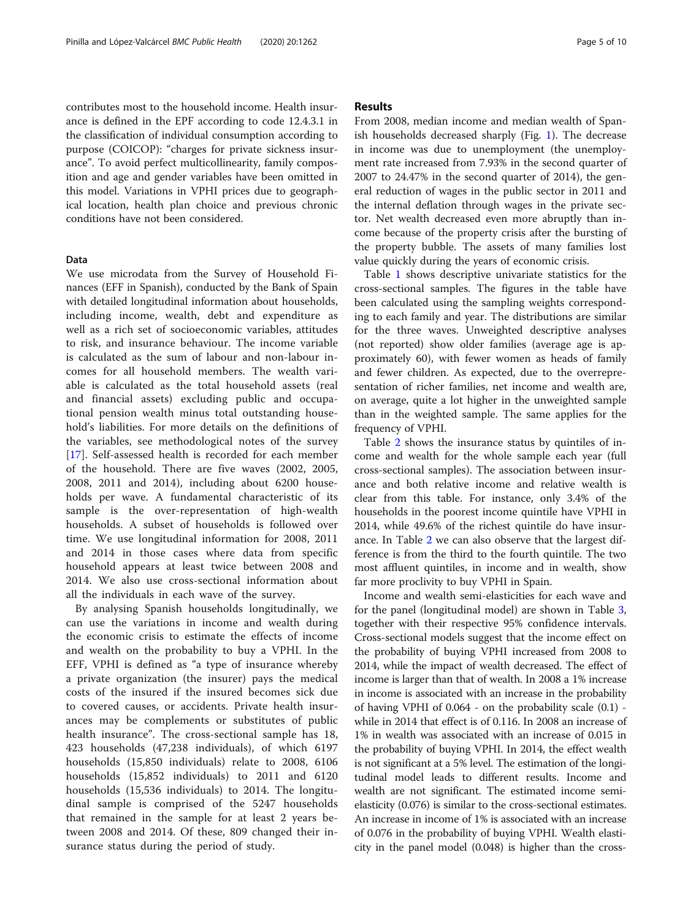contributes most to the household income. Health insurance is defined in the EPF according to code 12.4.3.1 in the classification of individual consumption according to purpose (COICOP): "charges for private sickness insurance". To avoid perfect multicollinearity, family composition and age and gender variables have been omitted in this model. Variations in VPHI prices due to geographical location, health plan choice and previous chronic conditions have not been considered.

### Data

We use microdata from the Survey of Household Finances (EFF in Spanish), conducted by the Bank of Spain with detailed longitudinal information about households, including income, wealth, debt and expenditure as well as a rich set of socioeconomic variables, attitudes to risk, and insurance behaviour. The income variable is calculated as the sum of labour and non-labour incomes for all household members. The wealth variable is calculated as the total household assets (real and financial assets) excluding public and occupational pension wealth minus total outstanding household's liabilities. For more details on the definitions of the variables, see methodological notes of the survey [17]. Self-assessed health is recorded for each member of the household. There are five waves (2002, 2005, 2008, 2011 and 2014), including about 6200 households per wave. A fundamental characteristic of its sample is the over-representation of high-wealth households. A subset of households is followed over time. We use longitudinal information for 2008, 2011 and 2014 in those cases where data from specific household appears at least twice between 2008 and 2014. We also use cross-sectional information about all the individuals in each wave of the survey.

By analysing Spanish households longitudinally, we can use the variations in income and wealth during the economic crisis to estimate the effects of income and wealth on the probability to buy a VPHI. In the EFF, VPHI is defined as "a type of insurance whereby a private organization (the insurer) pays the medical costs of the insured if the insured becomes sick due to covered causes, or accidents. Private health insurances may be complements or substitutes of public health insurance". The cross-sectional sample has 18, 423 households (47,238 individuals), of which 6197 households (15,850 individuals) relate to 2008, 6106 households (15,852 individuals) to 2011 and 6120 households (15,536 individuals) to 2014. The longitudinal sample is comprised of the 5247 households that remained in the sample for at least 2 years between 2008 and 2014. Of these, 809 changed their insurance status during the period of study.

## Results

From 2008, median income and median wealth of Spanish households decreased sharply (Fig. 1). The decrease in income was due to unemployment (the unemployment rate increased from 7.93% in the second quarter of 2007 to 24.47% in the second quarter of 2014), the general reduction of wages in the public sector in 2011 and the internal deflation through wages in the private sector. Net wealth decreased even more abruptly than income because of the property crisis after the bursting of the property bubble. The assets of many families lost value quickly during the years of economic crisis.

Table 1 shows descriptive univariate statistics for the cross-sectional samples. The figures in the table have been calculated using the sampling weights corresponding to each family and year. The distributions are similar for the three waves. Unweighted descriptive analyses (not reported) show older families (average age is approximately 60), with fewer women as heads of family and fewer children. As expected, due to the overrepresentation of richer families, net income and wealth are, on average, quite a lot higher in the unweighted sample than in the weighted sample. The same applies for the frequency of VPHI.

Table 2 shows the insurance status by quintiles of income and wealth for the whole sample each year (full cross-sectional samples). The association between insurance and both relative income and relative wealth is clear from this table. For instance, only 3.4% of the households in the poorest income quintile have VPHI in 2014, while 49.6% of the richest quintile do have insurance. In Table 2 we can also observe that the largest difference is from the third to the fourth quintile. The two most affluent quintiles, in income and in wealth, show far more proclivity to buy VPHI in Spain.

Income and wealth semi-elasticities for each wave and for the panel (longitudinal model) are shown in Table 3, together with their respective 95% confidence intervals. Cross-sectional models suggest that the income effect on the probability of buying VPHI increased from 2008 to 2014, while the impact of wealth decreased. The effect of income is larger than that of wealth. In 2008 a 1% increase in income is associated with an increase in the probability of having VPHI of 0.064 - on the probability scale (0.1) - while in 2014 that effect is of 0.116. In 2008 an increase of 1% in wealth was associated with an increase of 0.015 in the probability of buying VPHI. In 2014, the effect wealth is not significant at a 5% level. The estimation of the longitudinal model leads to different results. Income and wealth are not significant. The estimated income semi-elasticity (0.076) is similar to the cross-sectional estimates. An increase in income of 1% is associated with an increase of 0.076 in the probability of buying VPHI. Wealth elasticity in the panel model (0.048) is higher than the cross-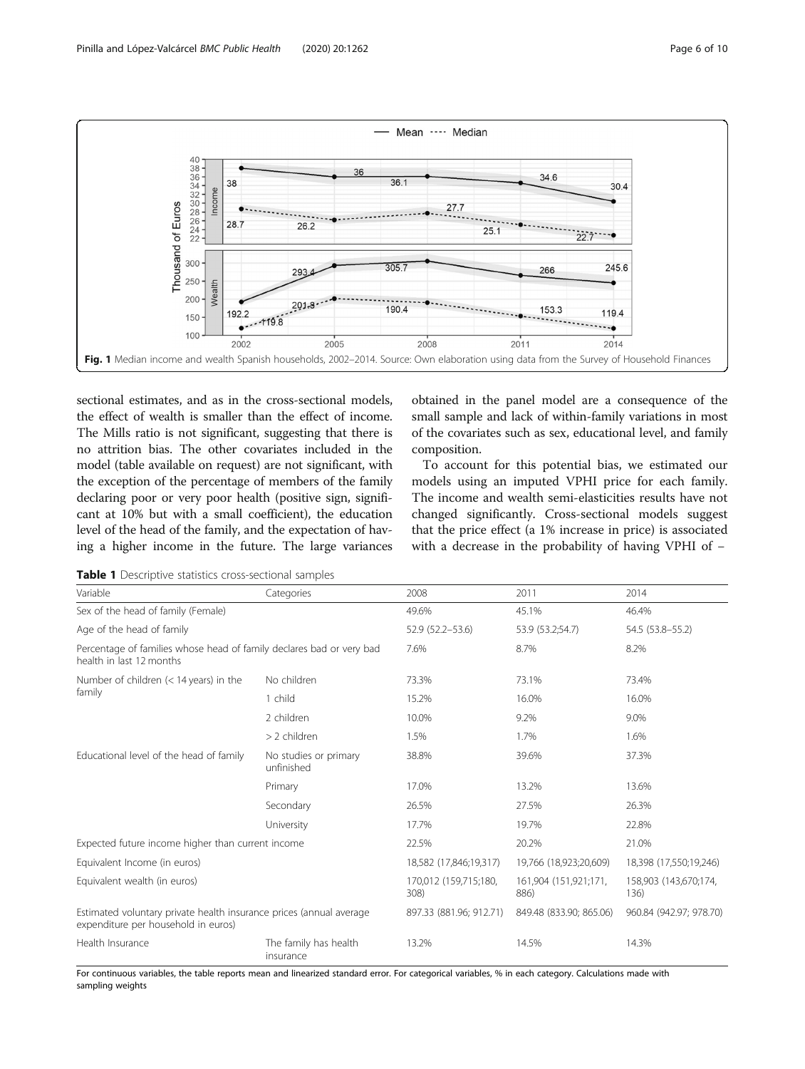**Fig. 1** Median income and wealth Spanish households, 2002–2014. Source: Own elaboration using data from the Survey of Household Finances

sectional estimates, and as in the cross-sectional models, the effect of wealth is smaller than the effect of income. The Mills ratio is not significant, suggesting that there is no attrition bias. The other covariates included in the model (table available on request) are not significant, with the exception of the percentage of members of the family declaring poor or very poor health (positive sign, significant at 10% but with a small coefficient), the education level of the head of the family, and the expectation of having a higher income in the future. The large variances obtained in the panel model are a consequence of the small sample and lack of within-family variations in most of the covariates such as sex, educational level, and family composition.

To account for this potential bias, we estimated our models using an imputed VPHI price for each family. The income and wealth semi-elasticities results have not changed significantly. Cross-sectional models suggest that the price effect (a 1% increase in price) is associated with a decrease in the probability of having VPHI of −

**Table 1** Descriptive statistics cross-sectional samples

| Variable | Categories | 2008 | 2011 | 2014 |
|---|---|---|---|---|
| Sex of the head of family (Female) | | 49.6% | 45.1% | 46.4% |
| Age of the head of family | | 52.9 (52.2–53.6) | 53.9 (53.2;54.7) | 54.5 (53.8–55.2) |
| Percentage of families whose head of family declares bad or very bad health in last 12 months | | 7.6% | 8.7% | 8.2% |
| Number of children (< 14 years) in the family | No children | 73.3% | 73.1% | 73.4% |
| | 1 child | 15.2% | 16.0% | 16.0% |
| | 2 children | 10.0% | 9.2% | 9.0% |
| | > 2 children | 1.5% | 1.7% | 1.6% |
| Educational level of the head of family | No studies or primary unfinished | 38.8% | 39.6% | 37.3% |
| | Primary | 17.0% | 13.2% | 13.6% |
| | Secondary | 26.5% | 27.5% | 26.3% |
| | University | 17.7% | 19.7% | 22.8% |
| Expected future income higher than current income | | 22.5% | 20.2% | 21.0% |
| Equivalent Income (in euros) | | 18,582 (17,846;19,317) | 19,766 (18,923;20,609) | 18,398 (17,550;19,246) |
| Equivalent wealth (in euros) | | 170,012 (159,715;180,308) | 161,904 (151,921;171,886) | 158,903 (143,670;174,136) |
| Estimated voluntary private health insurance prices (annual average expenditure per household in euros) | | 897.33 (881.96; 912.71) | 849.48 (833.90; 865.06) | 960.84 (942.97; 978.70) |
| Health Insurance | The family has health insurance | 13.2% | 14.5% | 14.3% |

For continuous variables, the table reports mean and linearized standard error. For categorical variables, % in each category. Calculations made with sampling weights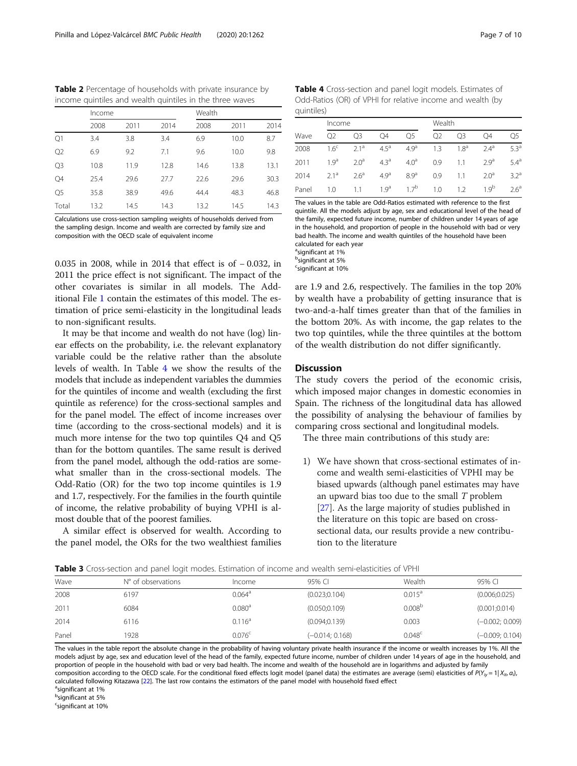**Table 2** Percentage of households with private insurance by income quintiles and wealth quintiles in the three waves

| | Income | | | Wealth | | |
|---|---|---|---|---|---|---|
| | 2008 | 2011 | 2014 | 2008 | 2011 | 2014 |
| Q1 | 3.4 | 3.8 | 3.4 | 6.9 | 10.0 | 8.7 |
| Q2 | 6.9 | 9.2 | 7.1 | 9.6 | 10.0 | 9.8 |
| Q3 | 10.8 | 11.9 | 12.8 | 14.6 | 13.8 | 13.1 |
| Q4 | 25.4 | 29.6 | 27.7 | 22.6 | 29.6 | 30.3 |
| Q5 | 35.8 | 38.9 | 49.6 | 44.4 | 48.3 | 46.8 |
| Total | 13.2 | 14.5 | 14.3 | 13.2 | 14.5 | 14.3 |

Calculations use cross-section sampling weights of households derived from the sampling design. Income and wealth are corrected by family size and composition with the OECD scale of equivalent income

0.035 in 2008, while in 2014 that effect is of − 0.032, in 2011 the price effect is not significant. The impact of the other covariates is similar in all models. The Additional File 1 contain the estimates of this model. The estimation of price semi-elasticity in the longitudinal leads to non-significant results.

It may be that income and wealth do not have (log) linear effects on the probability, i.e. the relevant explanatory variable could be the relative rather than the absolute levels of wealth. In Table 4 we show the results of the models that include as independent variables the dummies for the quintiles of income and wealth (excluding the first quintile as reference) for the cross-sectional samples and for the panel model. The effect of income increases over time (according to the cross-sectional models) and it is much more intense for the two top quintiles Q4 and Q5 than for the bottom quantiles. The same result is derived from the panel model, although the odd-ratios are somewhat smaller than in the cross-sectional models. The Odd-Ratio (OR) for the two top income quintiles is 1.9 and 1.7, respectively. For the families in the fourth quintile of income, the relative probability of buying VPHI is almost double that of the poorest families.

A similar effect is observed for wealth. According to the panel model, the ORs for the two wealthiest families are 1.9 and 2.6, respectively. The families in the top 20% by wealth have a probability of getting insurance that is two-and-a-half times greater than that of the families in the bottom 20%. As with income, the gap relates to the two top quintiles, while the three quintiles at the bottom of the wealth distribution do not differ significantly.

**Table 4** Cross-section and panel logit models. Estimates of Odd-Ratios (OR) of VPHI for relative income and wealth (by quintiles)

| | Income | | | | Wealth | | | |
|---|---|---|---|---|---|---|---|---|
| Wave | Q2 | Q3 | Q4 | Q5 | Q2 | Q3 | Q4 | Q5 |
| 2008 | 1.6[c] | 2.1[a] | 4.5[a] | 4.9[a] | 1.3 | 1.8[a] | 2.4[a] | 5.3[a] |
| 2011 | 1.9[a] | 2.0[a] | 4.3[a] | 4.0[a] | 0.9 | 1.1 | 2.9[a] | 5.4[a] |
| 2014 | 2.1[a] | 2.6[a] | 4.9[a] | 8.9[a] | 0.9 | 1.1 | 2.0[a] | 3.2[a] |
| Panel | 1.0 | 1.1 | 1.9[a] | 1.7[b] | 1.0 | 1.2 | 1.9[b] | 2.6[a] |

The values in the table are Odd-Ratios estimated with reference to the first quintile. All the models adjust by age, sex and educational level of the head of the family, expected future income, number of children under 14 years of age in the household, and proportion of people in the household with bad or very bad health. The income and wealth quintiles of the household have been calculated for each year

[a]significant at 1%

[b]significant at 5%

[c]significant at 10%

## Discussion

The study covers the period of the economic crisis, which imposed major changes in domestic economies in Spain. The richness of the longitudinal data has allowed the possibility of analysing the behaviour of families by comparing cross sectional and longitudinal models.

The three main contributions of this study are:

1) We have shown that cross-sectional estimates of income and wealth semi-elasticities of VPHI may be biased upwards (although panel estimates may have an upward bias too due to the small $T$ problem [27]. As the large majority of studies published in the literature on this topic are based on cross-sectional data, our results provide a new contribution to the literature

**Table 3** Cross-section and panel logit modes. Estimation of income and wealth semi-elasticities of VPHI

| Wave | N° of observations | Income | 95% CI | Wealth | 95% CI |
|---|---|---|---|---|---|
| 2008 | 6197 | 0.064[a] | (0.023;0.104) | 0.015[a] | (0.006;0.025) |
| 2011 | 6084 | 0.080[a] | (0.050;0.109) | 0.008[b] | (0.001;0.014) |
| 2014 | 6116 | 0.116[a] | (0.094;0.139) | 0.003 | (−0.002; 0.009) |
| Panel | 1928 | 0.076[c] | (−0.014; 0.168) | 0.048[c] | (−0.009; 0.104) |

The values in the table report the absolute change in the probability of having voluntary private health insurance if the income or wealth increases by 1%. All the models adjust by age, sex and education level of the head of the family, expected future income, number of children under 14 years of age in the household, and proportion of people in the household with bad or very bad health. The income and wealth of the household are in logarithms and adjusted by family composition according to the OECD scale. For the conditional fixed effects logit model (panel data) the estimates are average (semi) elasticities of $P(Y_{iy} = 1 | X_{it}, \alpha_i)$, calculated following Kitazawa [22]. The last row contains the estimators of the panel model with household fixed effect

[a]significant at 1%

[b]significant at 5%

[c]significant at 10%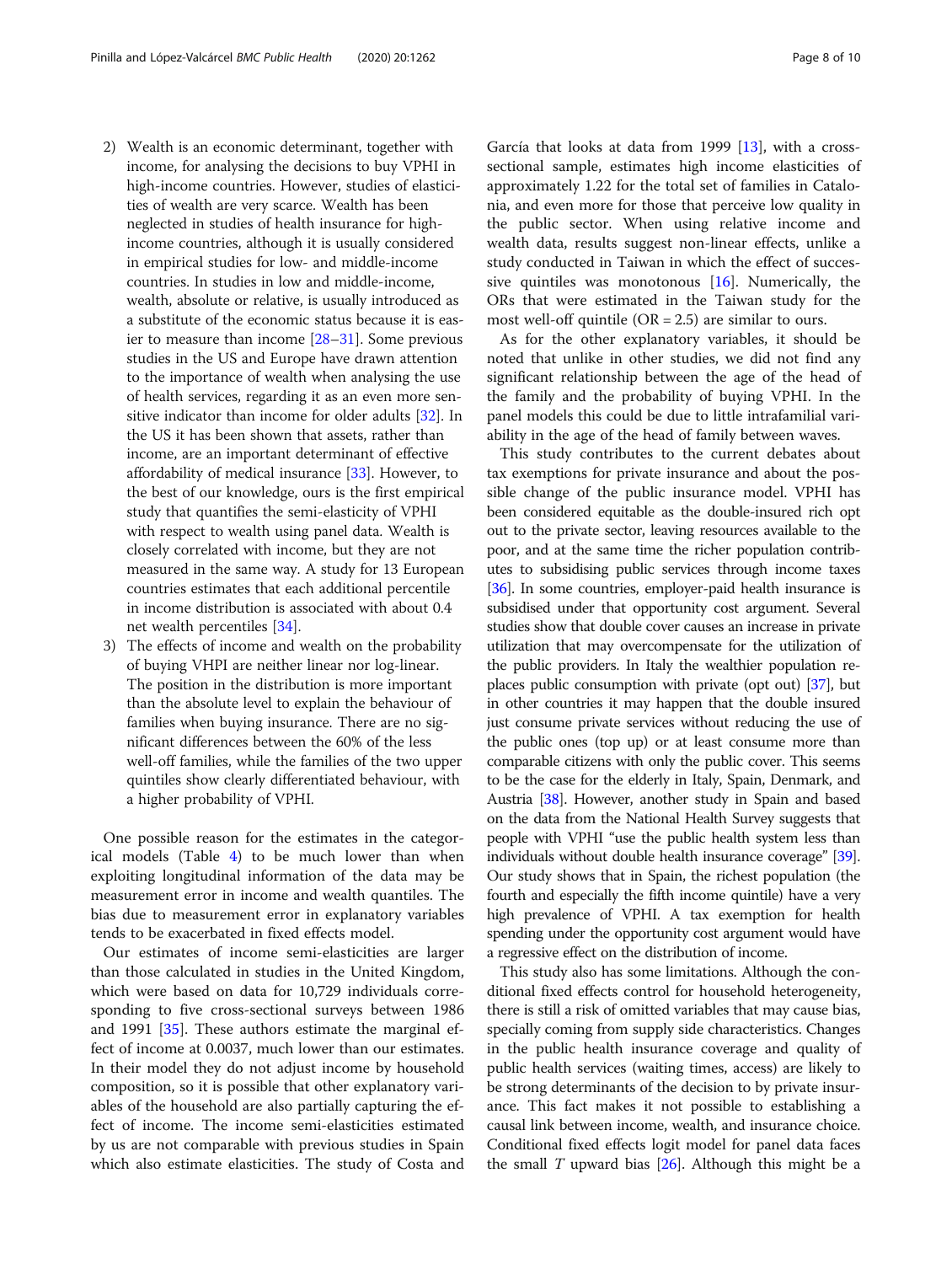2) Wealth is an economic determinant, together with income, for analysing the decisions to buy VPHI in high-income countries. However, studies of elasticities of wealth are very scarce. Wealth has been neglected in studies of health insurance for high-income countries, although it is usually considered in empirical studies for low- and middle-income countries. In studies in low and middle-income, wealth, absolute or relative, is usually introduced as a substitute of the economic status because it is easier to measure than income [28–31]. Some previous studies in the US and Europe have drawn attention to the importance of wealth when analysing the use of health services, regarding it as an even more sensitive indicator than income for older adults [32]. In the US it has been shown that assets, rather than income, are an important determinant of effective affordability of medical insurance [33]. However, to the best of our knowledge, ours is the first empirical study that quantifies the semi-elasticity of VPHI with respect to wealth using panel data. Wealth is closely correlated with income, but they are not measured in the same way. A study for 13 European countries estimates that each additional percentile in income distribution is associated with about 0.4 net wealth percentiles [34].
3) The effects of income and wealth on the probability of buying VHPI are neither linear nor log-linear. The position in the distribution is more important than the absolute level to explain the behaviour of families when buying insurance. There are no significant differences between the 60% of the less well-off families, while the families of the two upper quintiles show clearly differentiated behaviour, with a higher probability of VPHI.

One possible reason for the estimates in the categorical models (Table 4) to be much lower than when exploiting longitudinal information of the data may be measurement error in income and wealth quantiles. The bias due to measurement error in explanatory variables tends to be exacerbated in fixed effects model.

Our estimates of income semi-elasticities are larger than those calculated in studies in the United Kingdom, which were based on data for 10,729 individuals corresponding to five cross-sectional surveys between 1986 and 1991 [35]. These authors estimate the marginal effect of income at 0.0037, much lower than our estimates. In their model they do not adjust income by household composition, so it is possible that other explanatory variables of the household are also partially capturing the effect of income. The income semi-elasticities estimated by us are not comparable with previous studies in Spain which also estimate elasticities. The study of Costa and García that looks at data from 1999 [13], with a cross-sectional sample, estimates high income elasticities of approximately 1.22 for the total set of families in Catalonia, and even more for those that perceive low quality in the public sector. When using relative income and wealth data, results suggest non-linear effects, unlike a study conducted in Taiwan in which the effect of successive quintiles was monotonous [16]. Numerically, the ORs that were estimated in the Taiwan study for the most well-off quintile (OR = 2.5) are similar to ours.

As for the other explanatory variables, it should be noted that unlike in other studies, we did not find any significant relationship between the age of the head of the family and the probability of buying VPHI. In the panel models this could be due to little intrafamilial variability in the age of the head of family between waves.

This study contributes to the current debates about tax exemptions for private insurance and about the possible change of the public insurance model. VPHI has been considered equitable as the double-insured rich opt out to the private sector, leaving resources available to the poor, and at the same time the richer population contributes to subsidising public services through income taxes [36]. In some countries, employer-paid health insurance is subsidised under that opportunity cost argument. Several studies show that double cover causes an increase in private utilization that may overcompensate for the utilization of the public providers. In Italy the wealthier population replaces public consumption with private (opt out) [37], but in other countries it may happen that the double insured just consume private services without reducing the use of the public ones (top up) or at least consume more than comparable citizens with only the public cover. This seems to be the case for the elderly in Italy, Spain, Denmark, and Austria [38]. However, another study in Spain and based on the data from the National Health Survey suggests that people with VPHI "use the public health system less than individuals without double health insurance coverage" [39]. Our study shows that in Spain, the richest population (the fourth and especially the fifth income quintile) have a very high prevalence of VPHI. A tax exemption for health spending under the opportunity cost argument would have a regressive effect on the distribution of income.

This study also has some limitations. Although the conditional fixed effects control for household heterogeneity, there is still a risk of omitted variables that may cause bias, specially coming from supply side characteristics. Changes in the public health insurance coverage and quality of public health services (waiting times, access) are likely to be strong determinants of the decision to by private insurance. This fact makes it not possible to establishing a causal link between income, wealth, and insurance choice. Conditional fixed effects logit model for panel data faces the small $T$ upward bias [26]. Although this might be a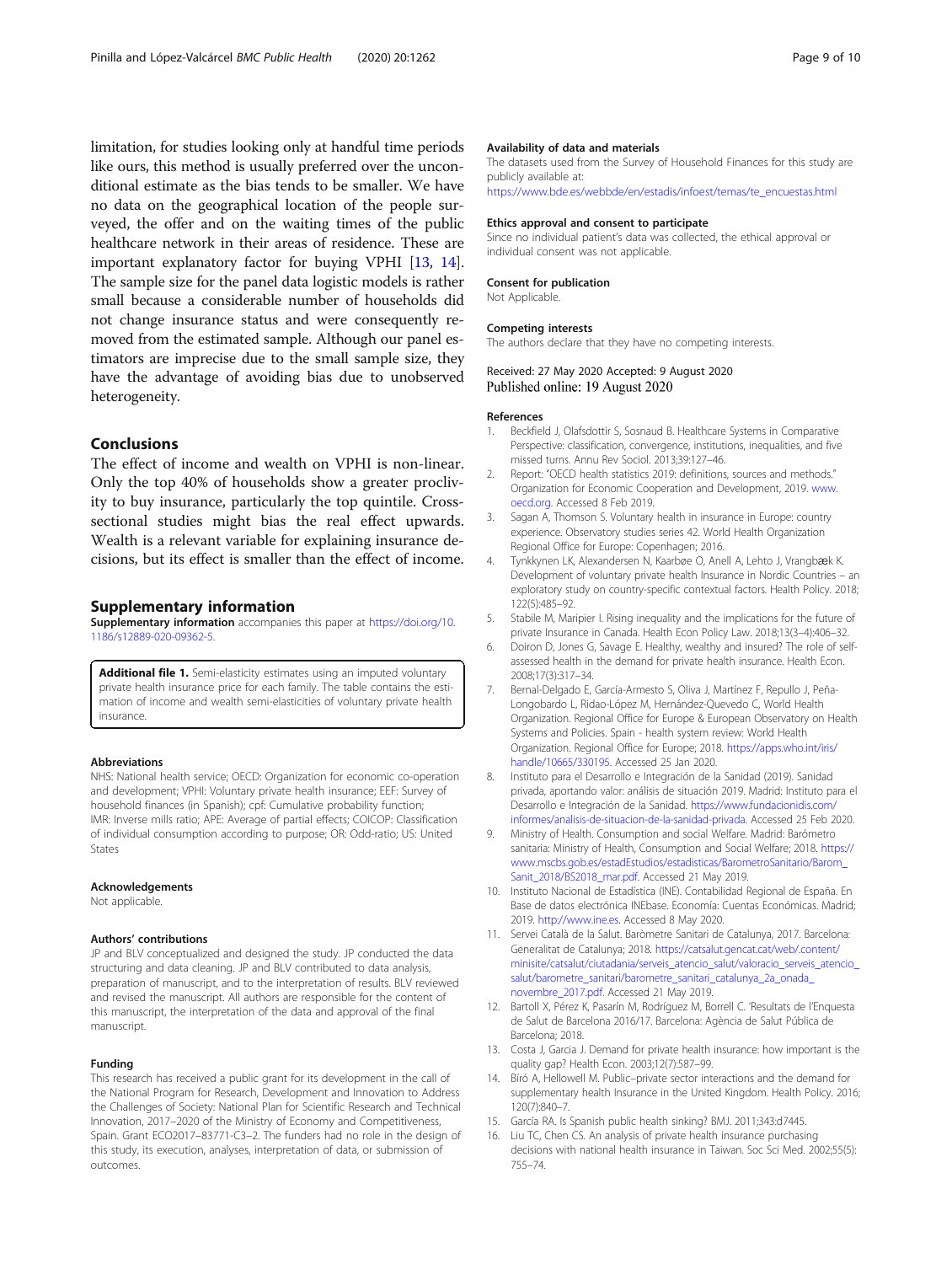limitation, for studies looking only at handful time periods like ours, this method is usually preferred over the unconditional estimate as the bias tends to be smaller. We have no data on the geographical location of the people surveyed, the offer and on the waiting times of the public healthcare network in their areas of residence. These are important explanatory factor for buying VPHI [13, 14]. The sample size for the panel data logistic models is rather small because a considerable number of households did not change insurance status and were consequently removed from the estimated sample. Although our panel estimators are imprecise due to the small sample size, they have the advantage of avoiding bias due to unobserved heterogeneity.

## Conclusions

The effect of income and wealth on VPHI is non-linear. Only the top 40% of households show a greater proclivity to buy insurance, particularly the top quintile. Cross-sectional studies might bias the real effect upwards. Wealth is a relevant variable for explaining insurance decisions, but its effect is smaller than the effect of income.

## Supplementary information

**Supplementary information** accompanies this paper at https://doi.org/10.1186/s12889-020-09362-5.

**Additional file 1.** Semi-elasticity estimates using an imputed voluntary private health insurance price for each family. The table contains the estimation of income and wealth semi-elasticities of voluntary private health insurance.

#### Abbreviations

NHS: National health service; OECD: Organization for economic co-operation and development; VPHI: Voluntary private health insurance; EEF: Survey of household finances (in Spanish); cpf: Cumulative probability function; IMR: Inverse mills ratio; APE: Average of partial effects; COICOP: Classification of individual consumption according to purpose; OR: Odd-ratio; US: United States

#### Acknowledgements

Not applicable.

#### Authors' contributions

JP and BLV conceptualized and designed the study. JP conducted the data structuring and data cleaning. JP and BLV contributed to data analysis, preparation of manuscript, and to the interpretation of results. BLV reviewed and revised the manuscript. All authors are responsible for the content of this manuscript, the interpretation of the data and approval of the final manuscript.

#### Funding

This research has received a public grant for its development in the call of the National Program for Research, Development and Innovation to Address the Challenges of Society: National Plan for Scientific Research and Technical Innovation, 2017–2020 of the Ministry of Economy and Competitiveness, Spain. Grant ECO2017–83771-C3–2. The funders had no role in the design of this study, its execution, analyses, interpretation of data, or submission of outcomes.

#### Availability of data and materials

The datasets used from the Survey of Household Finances for this study are publicly available at: https://www.bde.es/webbde/en/estadis/infoest/temas/te_encuestas.html

#### Ethics approval and consent to participate

Since no individual patient's data was collected, the ethical approval or individual consent was not applicable.

#### Consent for publication

Not Applicable.

#### Competing interests

The authors declare that they have no competing interests.

Received: 27 May 2020 Accepted: 9 August 2020
Published online: 19 August 2020

#### References

1. Beckfield J, Olafsdottir S, Sosnaud B. Healthcare Systems in Comparative Perspective: classification, convergence, institutions, inequalities, and five missed turns. Annu Rev Sociol. 2013;39:127–46.
2. Report: "OECD health statistics 2019: definitions, sources and methods." Organization for Economic Cooperation and Development, 2019. www.oecd.org. Accessed 8 Feb 2019.
3. Sagan A, Thomson S. Voluntary health in insurance in Europe: country experience. Observatory studies series 42. World Health Organization Regional Office for Europe: Copenhagen; 2016.
4. Tynkkynen LK, Alexandersen N, Kaarbøe O, Anell A, Lehto J, Vrangbæk K. Development of voluntary private health Insurance in Nordic Countries – an exploratory study on country-specific contextual factors. Health Policy. 2018; 122(5):485–92.
5. Stabile M, Maripier I. Rising inequality and the implications for the future of private Insurance in Canada. Health Econ Policy Law. 2018;13(3–4):406–32.
6. Doiron D, Jones G, Savage E. Healthy, wealthy and insured? The role of self-assessed health in the demand for private health insurance. Health Econ. 2008;17(3):317–34.
7. Bernal-Delgado E, García-Armesto S, Oliva J, Martínez F, Repullo J, Peña-Longobardo L, Ridao-López M, Hernández-Quevedo C, World Health Organization. Regional Office for Europe & European Observatory on Health Systems and Policies. Spain - health system review: World Health Organization. Regional Office for Europe; 2018. https://apps.who.int/iris/handle/10665/330195. Accessed 25 Jan 2020.
8. Instituto para el Desarrollo e Integración de la Sanidad (2019). Sanidad privada, aportando valor: análisis de situación 2019. Madrid: Instituto para el Desarrollo e Integración de la Sanidad. https://www.fundacionidis.com/informes/analisis-de-situacion-de-la-sanidad-privada. Accessed 25 Feb 2020.
9. Ministry of Health. Consumption and social Welfare. Madrid: Barómetro sanitario: Ministry of Health, Consumption and Social Welfare; 2018. https://www.mscbs.gob.es/estadEstudios/estadisticas/BarometroSanitario/Barom_Sanit_2018/BS2018_mar.pdf. Accessed 21 May 2019.
10. Instituto Nacional de Estadística (INE). Contabilidad Regional de España. En Base de datos electrónica INEbase. Economía: Cuentas Económicas. Madrid; 2019. http://www.ine.es. Accessed 8 May 2020.
11. Servei Català de la Salut. Baròmetre Sanitari de Catalunya, 2017. Barcelona: Generalitat de Catalunya; 2018. https://catsalut.gencat.cat/web/.content/minisite/catsalut/ciutadania/serveis_atencio_salut/valoracio_serveis_atencio_salut/barometre_sanitari/barometre_sanitari_catalunya_2a_onada_novembre_2017.pdf. Accessed 21 May 2019.
12. Bartoll X, Pérez K, Pasarín M, Rodríguez M, Borrell C. 'Resultats de l'Enquesta de Salut de Barcelona 2016/17. Barcelona: Agència de Salut Pública de Barcelona; 2018.
13. Costa J, Garcia J. Demand for private health insurance: how important is the quality gap? Health Econ. 2003;12(7):587–99.
14. Bíró A, Hellowell M. Public–private sector interactions and the demand for supplementary health Insurance in the United Kingdom. Health Policy. 2016; 120(7):840–7.
15. García RA. Is Spanish public health sinking? BMJ. 2011;343:d7445.
16. Liu TC, Chen CS. An analysis of private health insurance purchasing decisions with national health insurance in Taiwan. Soc Sci Med. 2002;55(5): 755–74.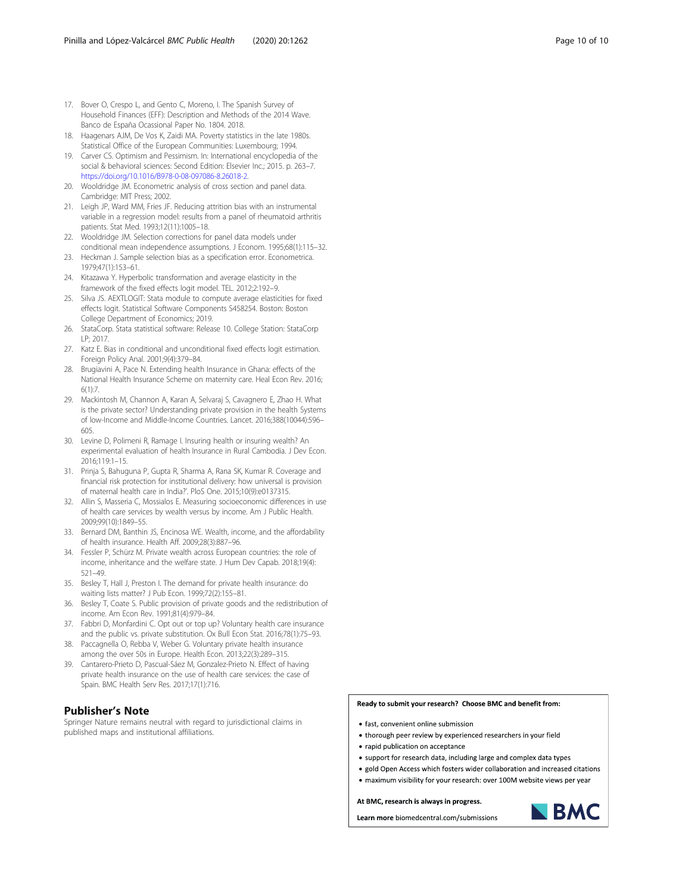17. Bover O, Crespo L, and Gento C, Moreno, I. The Spanish Survey of Household Finances (EFF): Description and Methods of the 2014 Wave. Banco de España Ocassional Paper No. 1804. 2018.
18. Haagenars AJM, De Vos K, Zaidi MA. Poverty statistics in the late 1980s. Statistical Office of the European Communities: Luxembourg; 1994.
19. Carver CS. Optimism and Pessimism. In: International encyclopedia of the social & behavioral sciences: Second Edition: Elsevier Inc.; 2015. p. 263–7. https://doi.org/10.1016/B978-0-08-097086-8.26018-2.
20. Wooldridge JM. Econometric analysis of cross section and panel data. Cambridge: MIT Press; 2002.
21. Leigh JP, Ward MM, Fries JF. Reducing attrition bias with an instrumental variable in a regression model: results from a panel of rheumatoid arthritis patients. Stat Med. 1993;12(11):1005–18.
22. Wooldridge JM. Selection corrections for panel data models under conditional mean independence assumptions. J Econom. 1995;68(1):115–32.
23. Heckman J. Sample selection bias as a specification error. Econometrica. 1979;47(1):153–61.
24. Kitazawa Y. Hyperbolic transformation and average elasticity in the framework of the fixed effects logit model. TEL. 2012;2:192–9.
25. Silva JS. AEXTLOGIT: Stata module to compute average elasticities for fixed effects logit. Statistical Software Components S458254. Boston: Boston College Department of Economics; 2019.
26. StataCorp. Stata statistical software: Release 10. College Station: StataCorp LP; 2017.
27. Katz E. Bias in conditional and unconditional fixed effects logit estimation. Foreign Policy Anal. 2001;9(4):379–84.
28. Brugiavini A, Pace N. Extending health insurance in Ghana: effects of the National Health Insurance Scheme on maternity care. Heal Econ Rev. 2016; 6(1):7.
29. Mackintosh M, Channon A, Karan A, Selvaraj S, Cavagnero E, Zhao H. What is the private sector? Understanding private provision in the health Systems of low-Income and Middle-Income Countries. Lancet. 2016;388(10044):596–605.
30. Levine D, Polimeni R, Ramage I. Insuring health or insuring wealth? An experimental evaluation of health Insurance in Rural Cambodia. J Dev Econ. 2016;119:1–15.
31. Prinja S, Bahuguna P, Gupta R, Sharma A, Rana SK, Kumar R. Coverage and financial risk protection for institutional delivery: how universal is provision of maternal health care in India?'. PloS One. 2015;10(9):e0137315.
32. Allin S, Masseria C, Mossialos E. Measuring socioeconomic differences in use of health care services by wealth versus by income. Am J Public Health. 2009;99(10):1849–55.
33. Bernard DM, Banthin JS, Encinosa WE. Wealth, income, and the affordability of health insurance. Health Aff. 2009;28(3):887–96.
34. Fessler P, Schürz M. Private wealth across European countries: the role of income, inheritance and the welfare state. J Hum Dev Capab. 2018;19(4): 521–49.
35. Besley T, Hall J, Preston I. The demand for private health insurance: do waiting lists matter? J Pub Econ. 1999;72(2):155–81.
36. Besley T, Coate S. Public provision of private goods and the redistribution of income. Am Econ Rev. 1991;81(4):979–84.
37. Fabbri D, Monfardini C. Opt out or top up? Voluntary health care insurance and the public vs. private substitution. Ox Bull Econ Stat. 2016;78(1):75–93.
38. Paccagnella O, Rebba V, Weber G. Voluntary private health insurance among the over 50s in Europe. Health Econ. 2013;22(3):289–315.
39. Cantarero-Prieto D, Pascual-Sáez M, Gonzalez-Prieto N. Effect of having private health insurance on the use of health care services: the case of Spain. BMC Health Serv Res. 2017;17(1):716.

## Publisher's Note

Springer Nature remains neutral with regard to jurisdictional claims in published maps and institutional affiliations.

**Ready to submit your research? Choose BMC and benefit from:**

- fast, convenient online submission
- thorough peer review by experienced researchers in your field
- rapid publication on acceptance
- support for research data, including large and complex data types
- gold Open Access which fosters wider collaboration and increased citations
- maximum visibility for your research: over 100M website views per year

**At BMC, research is always in progress.**

**Learn more** biomedcentral.com/submissions

BMC